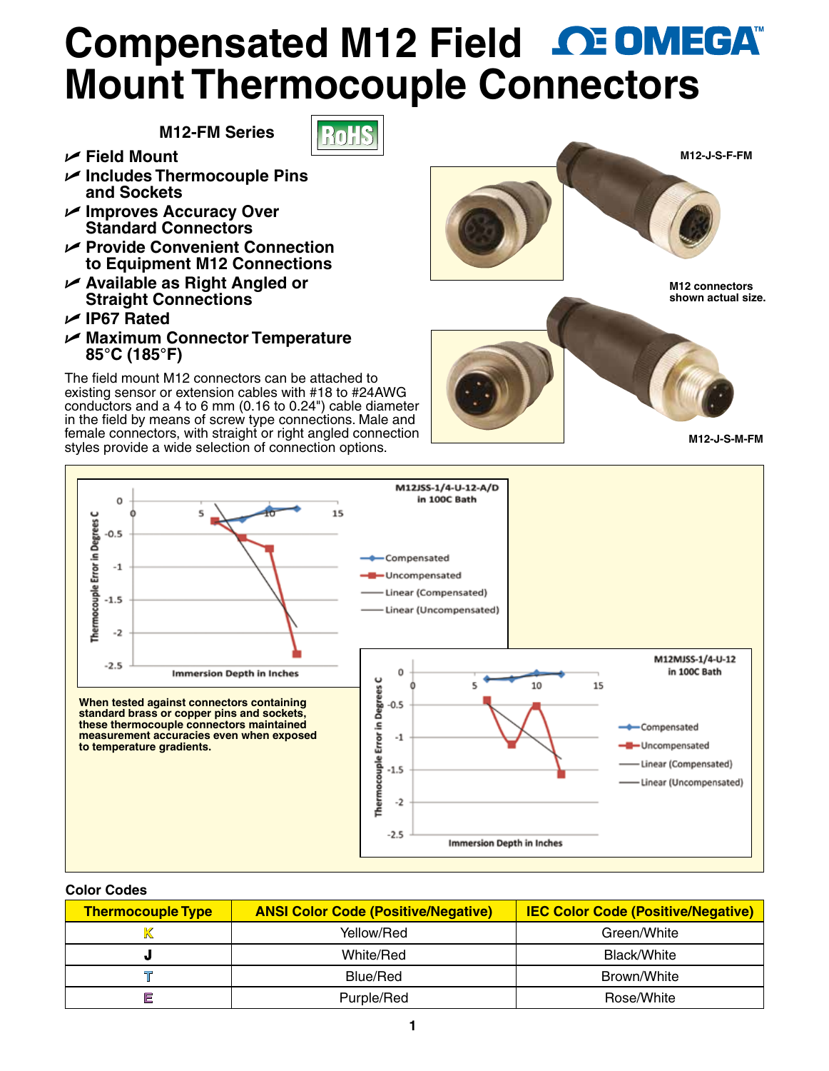# Compensated M12 Field Mount Thermocouple Connectors

**M12-FM Series**

RoHS

- **Field Mount**
- **Includes Thermocouple Pins and Sockets**
- **Improves Accuracy Over Standard Connectors**
- **Provide Convenient Connection to Equipment M12 Connections**
- **Available as Right Angled or Straight Connections**
- **IP67 Rated**
- **Maximum Connector Temperature 85°C (185°F)**

The field mount M12 connectors can be attached to existing sensor or extension cables with #18 to #24AWG conductors and a 4 to 6 mm (0.16 to 0.24") cable diameter in the field by means of screw type connections. Male and female connectors, with straight or right angled connection styles provide a wide selection of connection options.

M12-J-S-F-FM

M12 connectors shown actual size.

M12-J-S-M-FM

**When tested against connectors containing standard brass or copper pins and sockets, these thermocouple connectors maintained measurement accuracies even when exposed to temperature gradients.**

### Color Codes

| Thermocouple Type | ANSI Color Code (Positive/Negative) | IEC Color Code (Positive/Negative) |
|---|---|---|
| K | Yellow/Red | Green/White |
| J | White/Red | Black/White |
| T | Blue/Red | Brown/White |
| E | Purple/Red | Rose/White |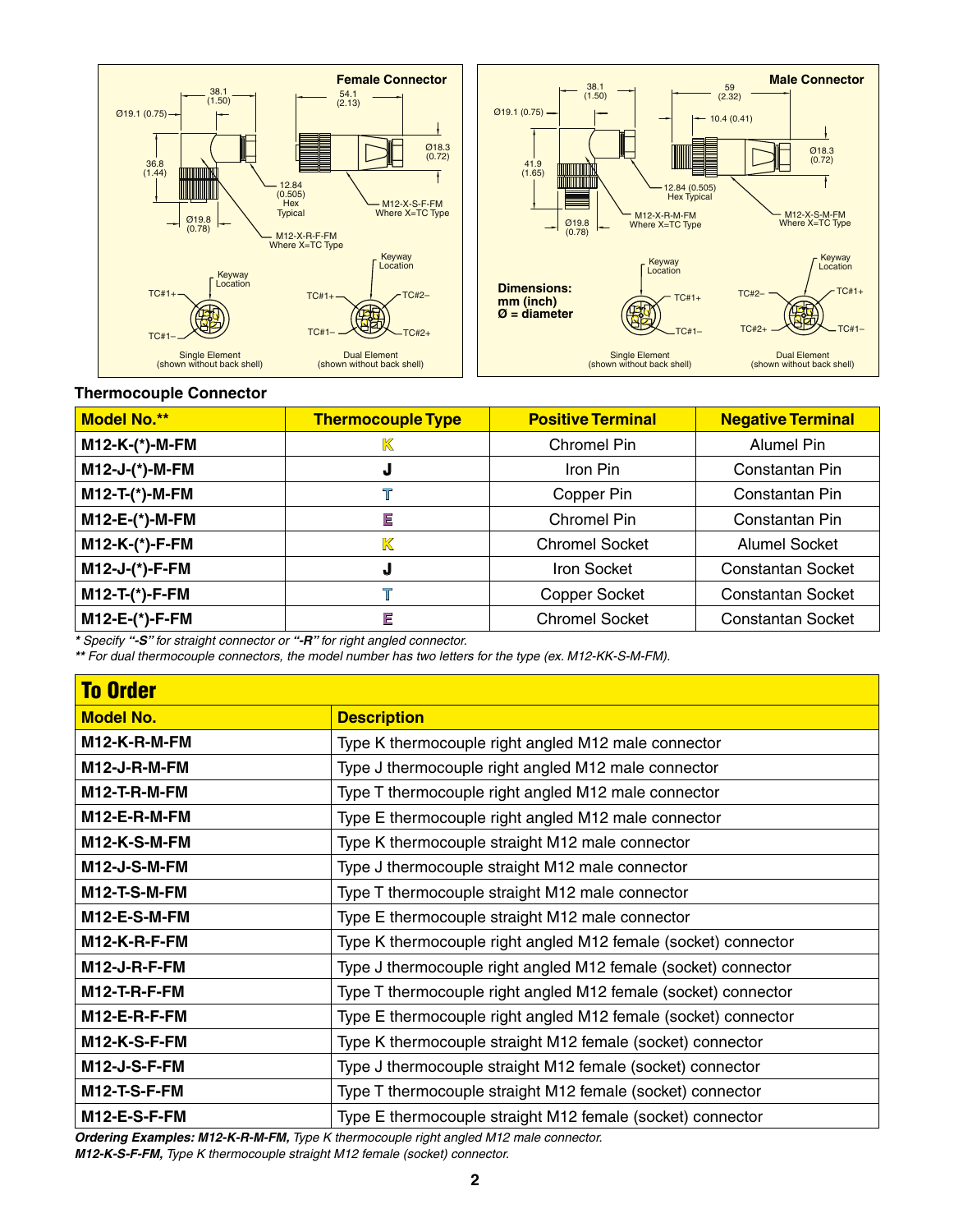**Female Connector**

38.1 (1.50)
54.1 (2.13)
Ø19.1 (0.75)
36.8 (1.44)
Ø18.3 (0.72)
12.84 (0.505) Hex Typical
M12-X-S-F-FM Where X=TC Type
Ø19.8 (0.78)
M12-X-R-F-FM Where X=TC Type

Keyway Location
TC#1+
TC#1–
Single Element (shown without back shell)

Keyway Location
TC#1+
TC#2–
TC#1–
TC#2+
Dual Element (shown without back shell)

**Male Connector**

38.1 (1.50)
59 (2.32)
Ø19.1 (0.75)
10.4 (0.41)
41.9 (1.65)
Ø18.3 (0.72)
12.84 (0.505) Hex Typical
M12-X-R-M-FM Where X=TC Type
M12-X-S-M-FM Where X=TC Type
Ø19.8 (0.78)

**Dimensions: mm (inch) Ø = diameter**

Keyway Location
TC#1+
TC#1–
Single Element (shown without back shell)

Keyway Location
TC#2–
TC#1+
TC#2+
TC#1–
Dual Element (shown without back shell)

## Thermocouple Connector

| Model No.** | Thermocouple Type | Positive Terminal | Negative Terminal |
|---|---|---|---|
| M12-K-(*)-M-FM | K | Chromel Pin | Alumel Pin |
| M12-J-(*)-M-FM | J | Iron Pin | Constantan Pin |
| M12-T-(*)-M-FM | T | Copper Pin | Constantan Pin |
| M12-E-(*)-M-FM | E | Chromel Pin | Constantan Pin |
| M12-K-(*)-F-FM | K | Chromel Socket | Alumel Socket |
| M12-J-(*)-F-FM | J | Iron Socket | Constantan Socket |
| M12-T-(*)-F-FM | T | Copper Socket | Constantan Socket |
| M12-E-(*)-F-FM | E | Chromel Socket | Constantan Socket |

*\* Specify **"-S"** for straight connector or **"-R"** for right angled connector.*
*\*\* For dual thermocouple connectors, the model number has two letters for the type (ex. M12-KK-S-M-FM).*

## To Order

| Model No. | Description |
|---|---|
| M12-K-R-M-FM | Type K thermocouple right angled M12 male connector |
| M12-J-R-M-FM | Type J thermocouple right angled M12 male connector |
| M12-T-R-M-FM | Type T thermocouple right angled M12 male connector |
| M12-E-R-M-FM | Type E thermocouple right angled M12 male connector |
| M12-K-S-M-FM | Type K thermocouple straight M12 male connector |
| M12-J-S-M-FM | Type J thermocouple straight M12 male connector |
| M12-T-S-M-FM | Type T thermocouple straight M12 male connector |
| M12-E-S-M-FM | Type E thermocouple straight M12 male connector |
| M12-K-R-F-FM | Type K thermocouple right angled M12 female (socket) connector |
| M12-J-R-F-FM | Type J thermocouple right angled M12 female (socket) connector |
| M12-T-R-F-FM | Type T thermocouple right angled M12 female (socket) connector |
| M12-E-R-F-FM | Type E thermocouple right angled M12 female (socket) connector |
| M12-K-S-F-FM | Type K thermocouple straight M12 female (socket) connector |
| M12-J-S-F-FM | Type J thermocouple straight M12 female (socket) connector |
| M12-T-S-F-FM | Type T thermocouple straight M12 female (socket) connector |
| M12-E-S-F-FM | Type E thermocouple straight M12 female (socket) connector |

***Ordering Examples: M12-K-R-M-FM,*** *Type K thermocouple right angled M12 male connector.*
***M12-K-S-F-FM,*** *Type K thermocouple straight M12 female (socket) connector.*